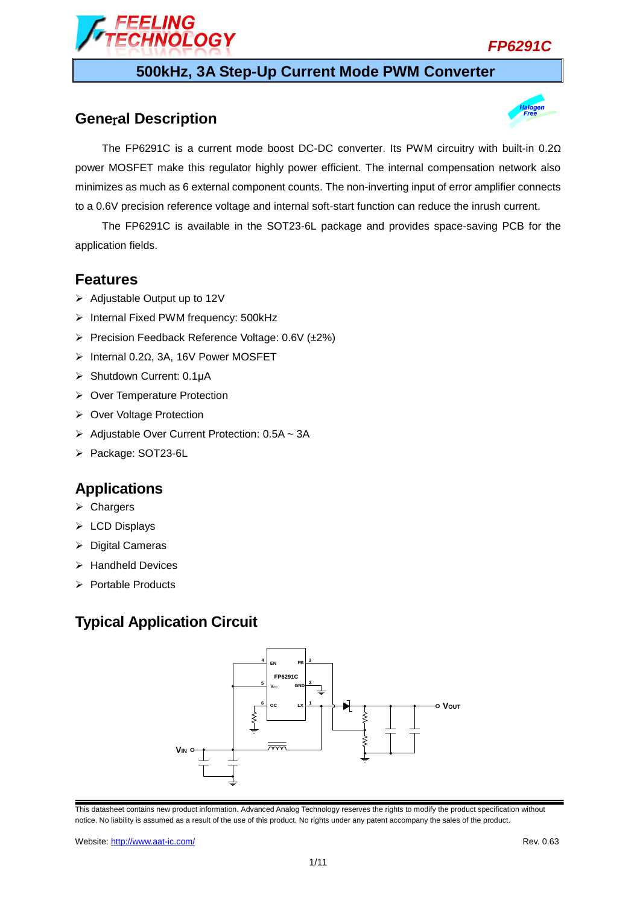# FP6291C

## 500kHz, 3A Step-Up Current Mode PWM Converter

## General Description

The FP6291C is a current mode boost DC-DC converter. Its PWM circuitry with built-in 0.2Ω power MOSFET make this regulator highly power efficient. The internal compensation network also minimizes as much as 6 external component counts. The non-inverting input of error amplifier connects to a 0.6V precision reference voltage and internal soft-start function can reduce the inrush current.

The FP6291C is available in the SOT23-6L package and provides space-saving PCB for the application fields.

## Features

- Adjustable Output up to 12V
- Internal Fixed PWM frequency: 500kHz
- Precision Feedback Reference Voltage: 0.6V (±2%)
- Internal 0.2Ω, 3A, 16V Power MOSFET
- Shutdown Current: 0.1μA
- Over Temperature Protection
- Over Voltage Protection
- Adjustable Over Current Protection: 0.5A ~ 3A
- Package: SOT23-6L

## Applications

- Chargers
- LCD Displays
- Digital Cameras
- Handheld Devices
- Portable Products

## Typical Application Circuit

This datasheet contains new product information. Advanced Analog Technology reserves the rights to modify the product specification without notice. No liability is assumed as a result of the use of this product. No rights under any patent accompany the sales of the product.

Website: http://www.aat-ic.com/

Rev. 0.63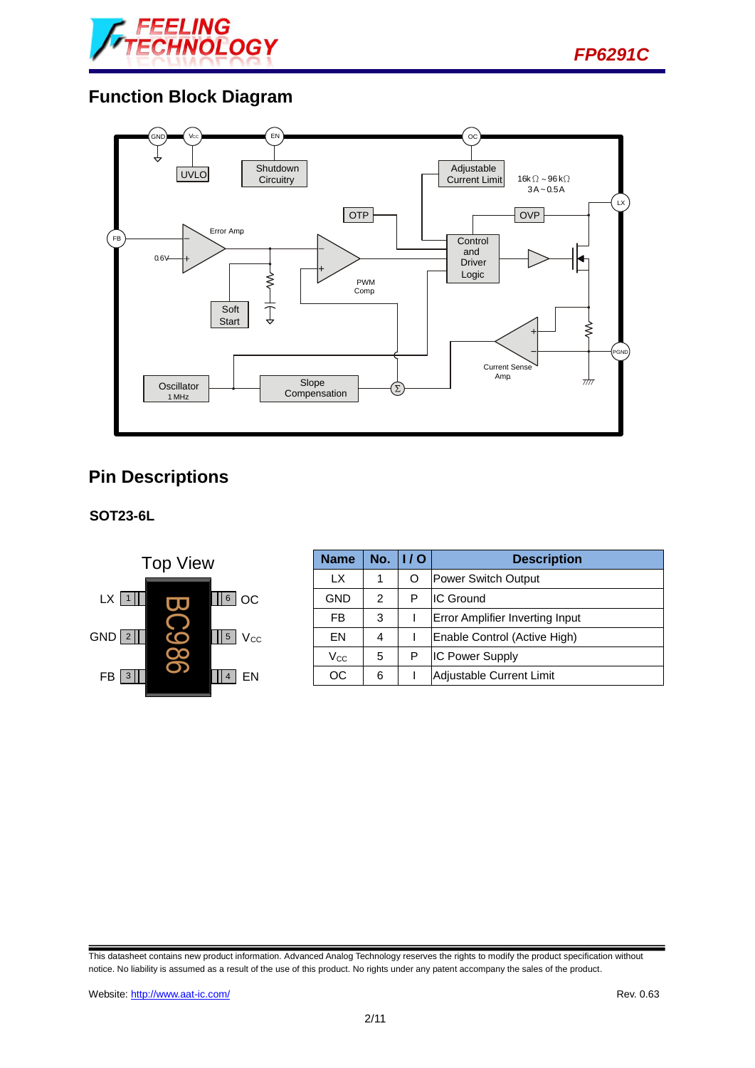## Function Block Diagram

## Pin Descriptions

### SOT23-6L

| Name | No. | I / O | Description |
|---|---|---|---|
| LX | 1 | O | Power Switch Output |
| GND | 2 | P | IC Ground |
| FB | 3 | I | Error Amplifier Inverting Input |
| EN | 4 | I | Enable Control (Active High) |
| $V_{CC}$ | 5 | P | IC Power Supply |
| OC | 6 | I | Adjustable Current Limit |

This datasheet contains new product information. Advanced Analog Technology reserves the rights to modify the product specification without notice. No liability is assumed as a result of the use of this product. No rights under any patent accompany the sales of the product.

Website: http://www.aat-ic.com/ Rev. 0.63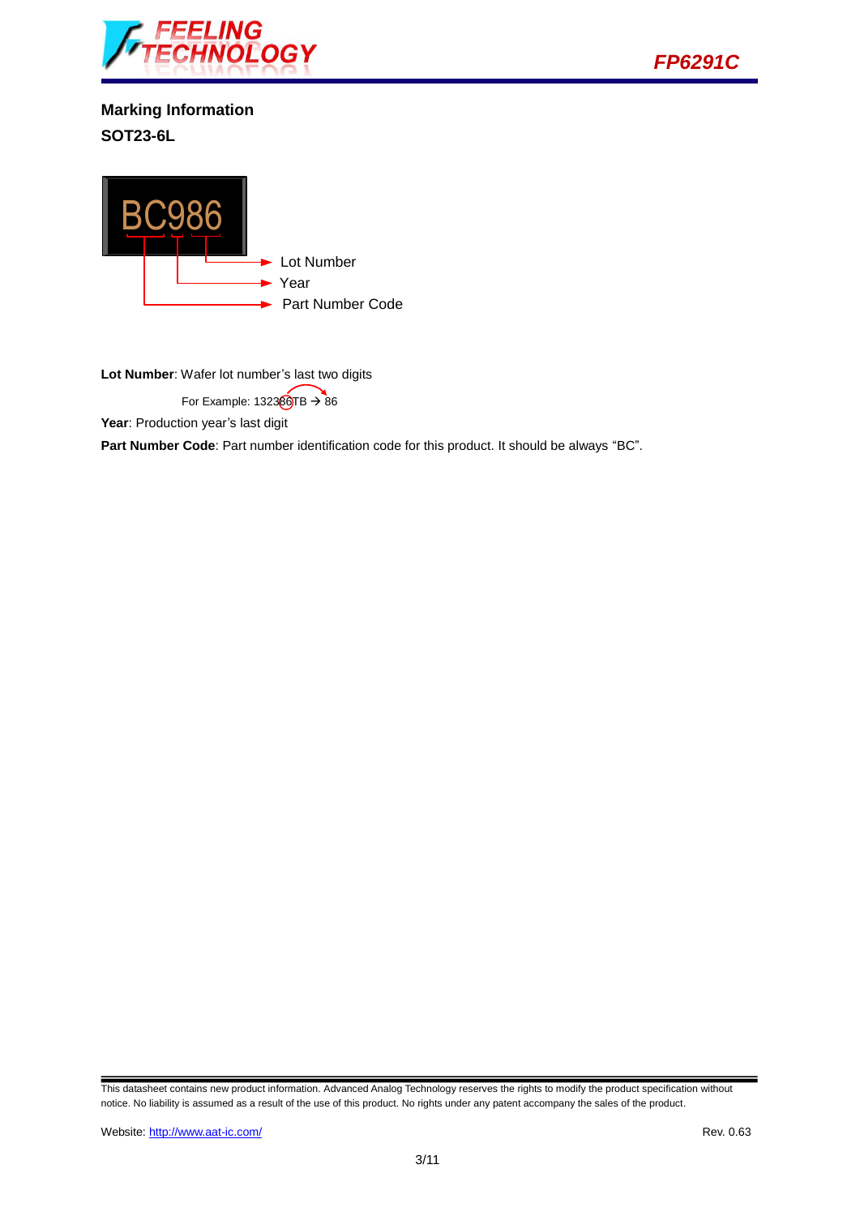## Marking Information

**SOT23-6L**

BC986

- Lot Number
- Year
- Part Number Code

**Lot Number**: Wafer lot number's last two digits

For Example: 132386TB → 86

**Year**: Production year's last digit

**Part Number Code**: Part number identification code for this product. It should be always "BC".

This datasheet contains new product information. Advanced Analog Technology reserves the rights to modify the product specification without notice. No liability is assumed as a result of the use of this product. No rights under any patent accompany the sales of the product.

Website: http://www.aat-ic.com/

Rev. 0.63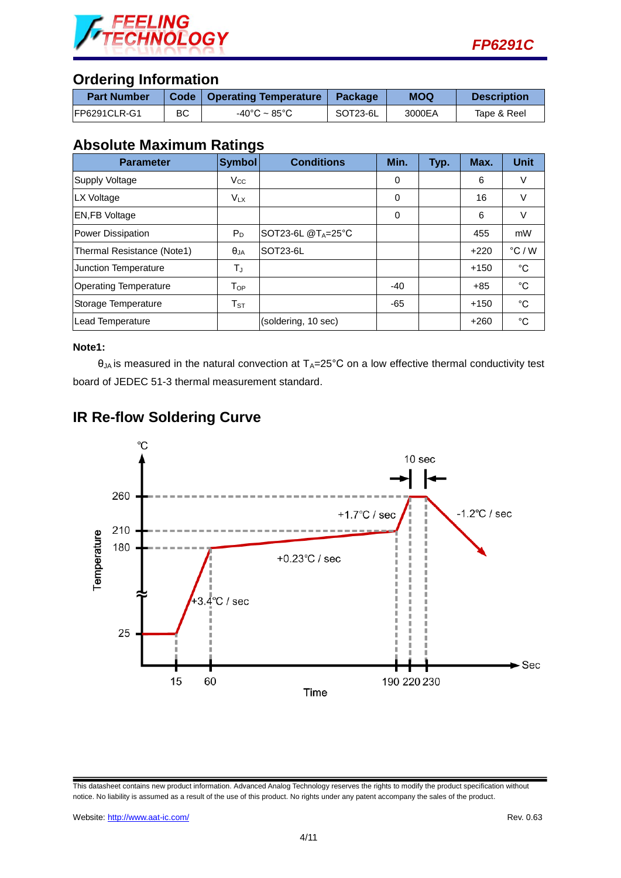## Ordering Information

| Part Number | Code | Operating Temperature | Package | MOQ | Description |
|---|---|---|---|---|---|
| FP6291CLR-G1 | BC | -40°C ~ 85°C | SOT23-6L | 3000EA | Tape & Reel |

## Absolute Maximum Ratings

| Parameter | Symbol | Conditions | Min. | Typ. | Max. | Unit |
|---|---|---|---|---|---|---|
| Supply Voltage | $V_{CC}$ | | 0 | | 6 | V |
| LX Voltage | $V_{LX}$ | | 0 | | 16 | V |
| EN,FB Voltage | | | 0 | | 6 | V |
| Power Dissipation | $P_D$ | SOT23-6L @$T_A$=25°C | | | 455 | mW |
| Thermal Resistance (Note1) | $\theta_{JA}$ | SOT23-6L | | | +220 | °C / W |
| Junction Temperature | $T_J$ | | | | +150 | °C |
| Operating Temperature | $T_{OP}$ | | -40 | | +85 | °C |
| Storage Temperature | $T_{ST}$ | | -65 | | +150 | °C |
| Lead Temperature | | (soldering, 10 sec) | | | +260 | °C |

**Note1:**

$\theta_{JA}$ is measured in the natural convection at $T_A$=25°C on a low effective thermal conductivity test board of JEDEC 51-3 thermal measurement standard.

## IR Re-flow Soldering Curve

This datasheet contains new product information. Advanced Analog Technology reserves the rights to modify the product specification without notice. No liability is assumed as a result of the use of this product. No rights under any patent accompany the sales of the product.

Website: http://www.aat-ic.com/

Rev. 0.63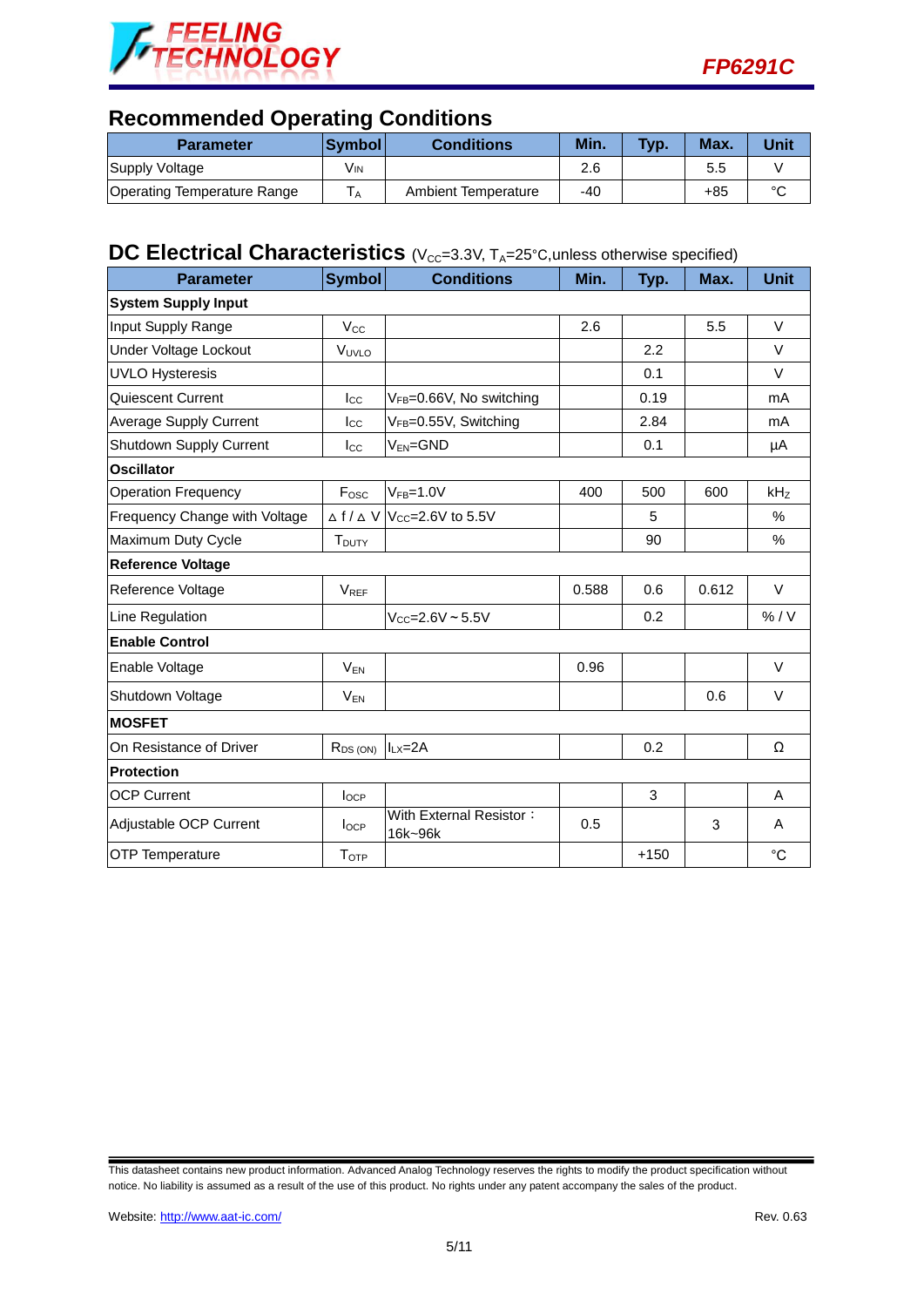## Recommended Operating Conditions

| Parameter | Symbol | Conditions | Min. | Typ. | Max. | Unit |
|---|---|---|---|---|---|---|
| Supply Voltage | $V_{IN}$ | | 2.6 | | 5.5 | V |
| Operating Temperature Range | $T_A$ | Ambient Temperature | -40 | | +85 | °C |

## DC Electrical Characteristics ($V_{CC}$=3.3V, $T_A$=25°C,unless otherwise specified)

| Parameter | Symbol | Conditions | Min. | Typ. | Max. | Unit |
|---|---|---|---|---|---|---|
| **System Supply Input** | | | | | | |
| Input Supply Range | $V_{CC}$ | | 2.6 | | 5.5 | V |
| Under Voltage Lockout | $V_{UVLO}$ | | | 2.2 | | V |
| UVLO Hysteresis | | | | 0.1 | | V |
| Quiescent Current | $I_{CC}$ | $V_{FB}$=0.66V, No switching | | 0.19 | | mA |
| Average Supply Current | $I_{CC}$ | $V_{FB}$=0.55V, Switching | | 2.84 | | mA |
| Shutdown Supply Current | $I_{CC}$ | $V_{EN}$=GND | | 0.1 | | μA |
| **Oscillator** | | | | | | |
| Operation Frequency | $F_{OSC}$ | $V_{FB}$=1.0V | 400 | 500 | 600 | kHz |
| Frequency Change with Voltage | $\Delta f / \Delta V$ | $V_{CC}$=2.6V to 5.5V | | 5 | | % |
| Maximum Duty Cycle | $T_{DUTY}$ | | | 90 | | % |
| **Reference Voltage** | | | | | | |
| Reference Voltage | $V_{REF}$ | | 0.588 | 0.6 | 0.612 | V |
| Line Regulation | | $V_{CC}$=2.6V ~ 5.5V | | 0.2 | | % / V |
| **Enable Control** | | | | | | |
| Enable Voltage | $V_{EN}$ | | 0.96 | | | V |
| Shutdown Voltage | $V_{EN}$ | | | | 0.6 | V |
| **MOSFET** | | | | | | |
| On Resistance of Driver | $R_{DS\,(ON)}$ | $I_{LX}$=2A | | 0.2 | | Ω |
| **Protection** | | | | | | |
| OCP Current | $I_{OCP}$ | | | 3 | | A |
| Adjustable OCP Current | $I_{OCP}$ | With External Resistor：16k~96k | 0.5 | | 3 | A |
| OTP Temperature | $T_{OTP}$ | | | +150 | | °C |

This datasheet contains new product information. Advanced Analog Technology reserves the rights to modify the product specification without notice. No liability is assumed as a result of the use of this product. No rights under any patent accompany the sales of the product.

Website: http://www.aat-ic.com/

Rev. 0.63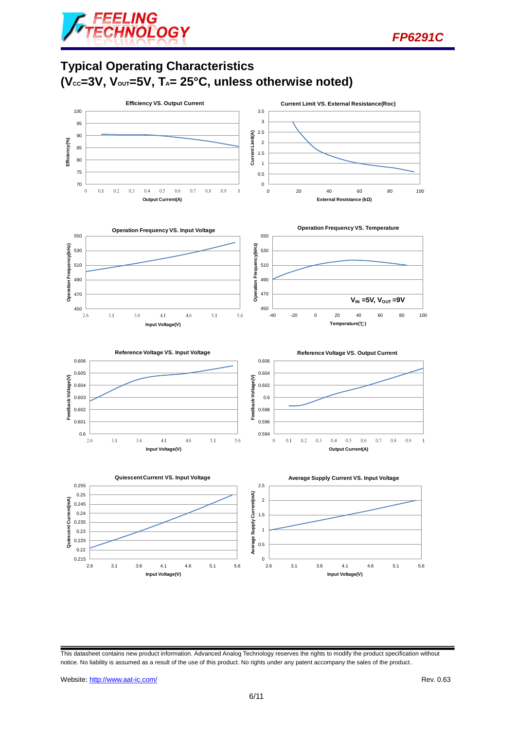## Typical Operating Characteristics

## ($V_{CC}$=3V, $V_{OUT}$=5V, $T_A$= 25°C, unless otherwise noted)

**Efficiency VS. Output Current**

**Current Limit VS. External Resistance(Roc)**

**Operation Frequency VS. Input Voltage**

**Operation Frequency VS. Temperature**

$V_{IN}$ =5V, $V_{OUT}$ =9V

**Reference Voltage VS. Input Voltage**

**Reference Voltage VS. Output Current**

**Quiescent Current VS. Input Voltage**

**Average Supply Current VS. Input Voltage**

This datasheet contains new product information. Advanced Analog Technology reserves the rights to modify the product specification without notice. No liability is assumed as a result of the use of this product. No rights under any patent accompany the sales of the product.

Website: http://www.aat-ic.com/

Rev. 0.63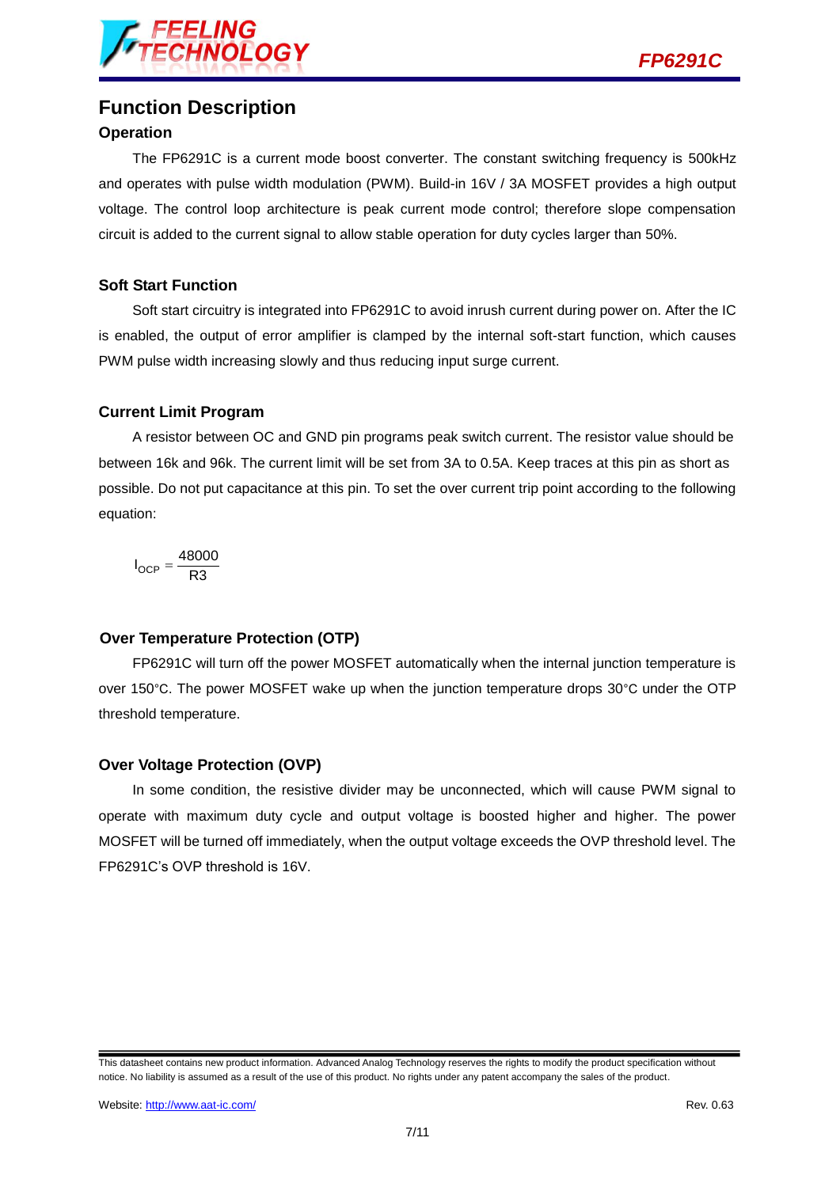# Function Description

## Operation

The FP6291C is a current mode boost converter. The constant switching frequency is 500kHz and operates with pulse width modulation (PWM). Build-in 16V / 3A MOSFET provides a high output voltage. The control loop architecture is peak current mode control; therefore slope compensation circuit is added to the current signal to allow stable operation for duty cycles larger than 50%.

## Soft Start Function

Soft start circuitry is integrated into FP6291C to avoid inrush current during power on. After the IC is enabled, the output of error amplifier is clamped by the internal soft-start function, which causes PWM pulse width increasing slowly and thus reducing input surge current.

## Current Limit Program

A resistor between OC and GND pin programs peak switch current. The resistor value should be between 16k and 96k. The current limit will be set from 3A to 0.5A. Keep traces at this pin as short as possible. Do not put capacitance at this pin. To set the over current trip point according to the following equation:

$$I_{OCP} = \frac{48000}{R3}$$

## Over Temperature Protection (OTP)

FP6291C will turn off the power MOSFET automatically when the internal junction temperature is over 150°C. The power MOSFET wake up when the junction temperature drops 30°C under the OTP threshold temperature.

## Over Voltage Protection (OVP)

In some condition, the resistive divider may be unconnected, which will cause PWM signal to operate with maximum duty cycle and output voltage is boosted higher and higher. The power MOSFET will be turned off immediately, when the output voltage exceeds the OVP threshold level. The FP6291C's OVP threshold is 16V.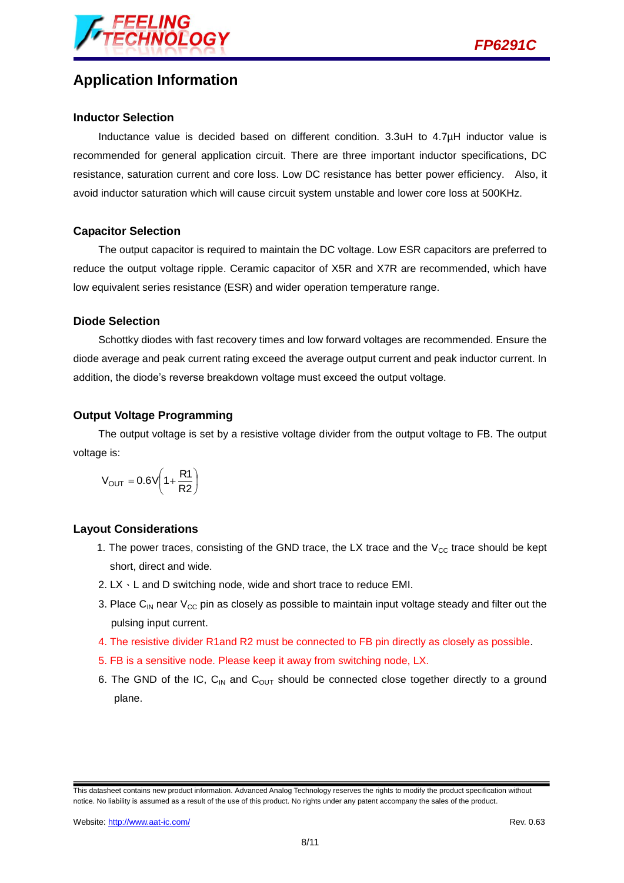## Application Information

### Inductor Selection

Inductance value is decided based on different condition. 3.3uH to 4.7μH inductor value is recommended for general application circuit. There are three important inductor specifications, DC resistance, saturation current and core loss. Low DC resistance has better power efficiency. Also, it avoid inductor saturation which will cause circuit system unstable and lower core loss at 500KHz.

### Capacitor Selection

The output capacitor is required to maintain the DC voltage. Low ESR capacitors are preferred to reduce the output voltage ripple. Ceramic capacitor of X5R and X7R are recommended, which have low equivalent series resistance (ESR) and wider operation temperature range.

### Diode Selection

Schottky diodes with fast recovery times and low forward voltages are recommended. Ensure the diode average and peak current rating exceed the average output current and peak inductor current. In addition, the diode's reverse breakdown voltage must exceed the output voltage.

### Output Voltage Programming

The output voltage is set by a resistive voltage divider from the output voltage to FB. The output voltage is:

$$V_{OUT} = 0.6V\left(1 + \frac{R1}{R2}\right)$$

### Layout Considerations

1. The power traces, consisting of the GND trace, the LX trace and the $V_{CC}$ trace should be kept short, direct and wide.
2. LX、L and D switching node, wide and short trace to reduce EMI.
3. Place $C_{IN}$ near $V_{CC}$ pin as closely as possible to maintain input voltage steady and filter out the pulsing input current.
4. The resistive divider R1and R2 must be connected to FB pin directly as closely as possible.
5. FB is a sensitive node. Please keep it away from switching node, LX.
6. The GND of the IC, $C_{IN}$ and $C_{OUT}$ should be connected close together directly to a ground plane.

This datasheet contains new product information. Advanced Analog Technology reserves the rights to modify the product specification without notice. No liability is assumed as a result of the use of this product. No rights under any patent accompany the sales of the product.

Website: http://www.aat-ic.com/ Rev. 0.63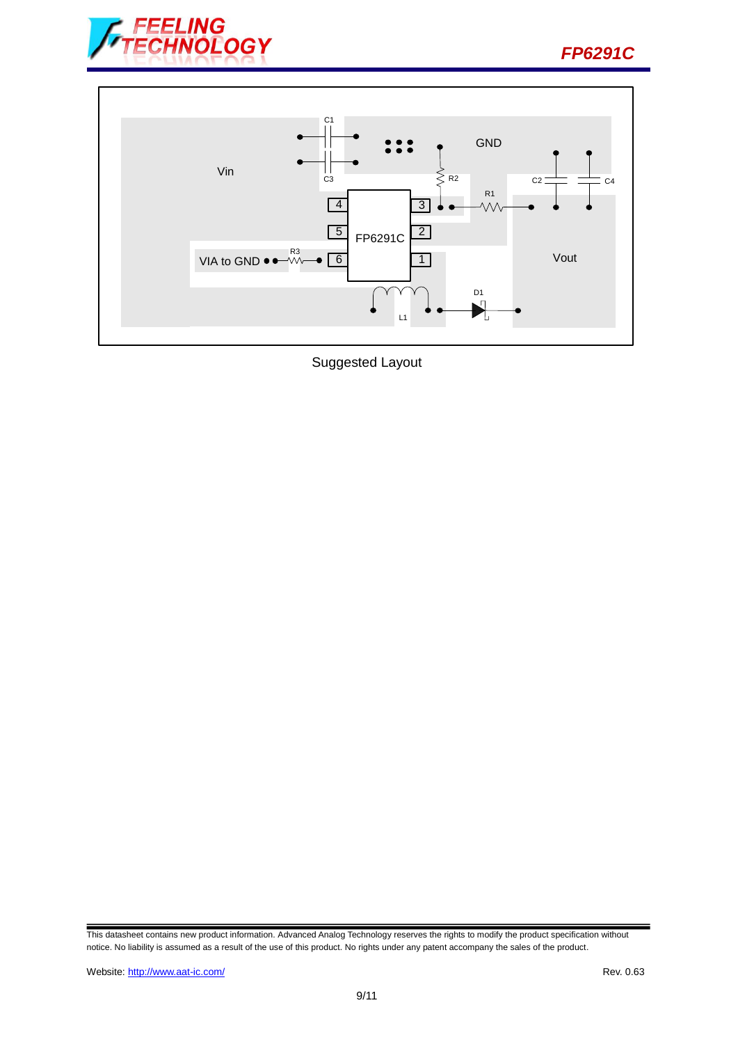Vin

C1

C3

GND

R2

R1

C2

C4

4

5

6

3

2

1

FP6291C

VIA to GND

R3

L1

D1

Vout

Suggested Layout

This datasheet contains new product information. Advanced Analog Technology reserves the rights to modify the product specification without notice. No liability is assumed as a result of the use of this product. No rights under any patent accompany the sales of the product.

Website: http://www.aat-ic.com/

Rev. 0.63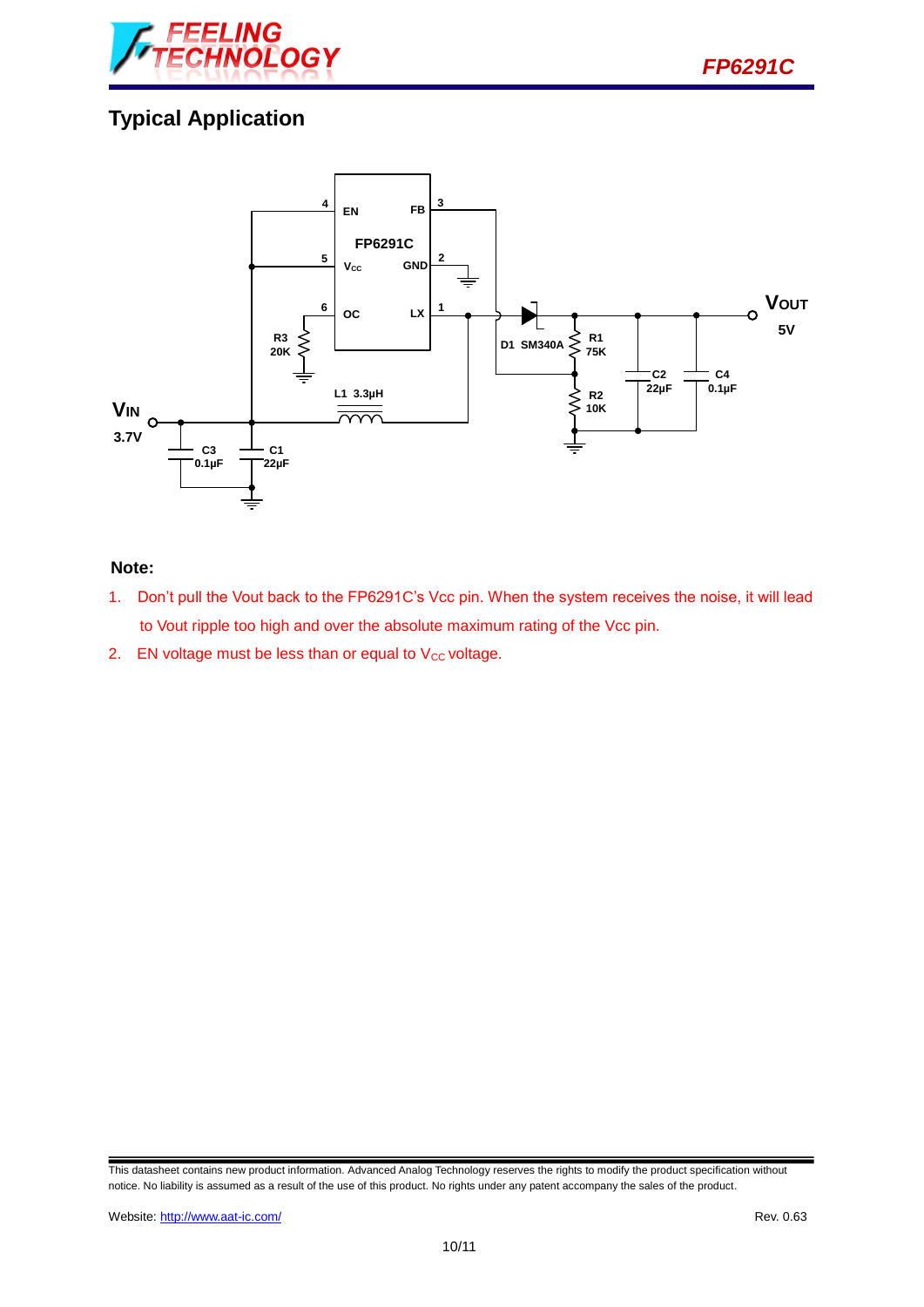## Typical Application

**Note:**

1. Don't pull the Vout back to the FP6291C's Vcc pin. When the system receives the noise, it will lead to Vout ripple too high and over the absolute maximum rating of the Vcc pin.
2. EN voltage must be less than or equal to $V_{CC}$ voltage.

This datasheet contains new product information. Advanced Analog Technology reserves the rights to modify the product specification without notice. No liability is assumed as a result of the use of this product. No rights under any patent accompany the sales of the product.

Website: http://www.aat-ic.com/

Rev. 0.63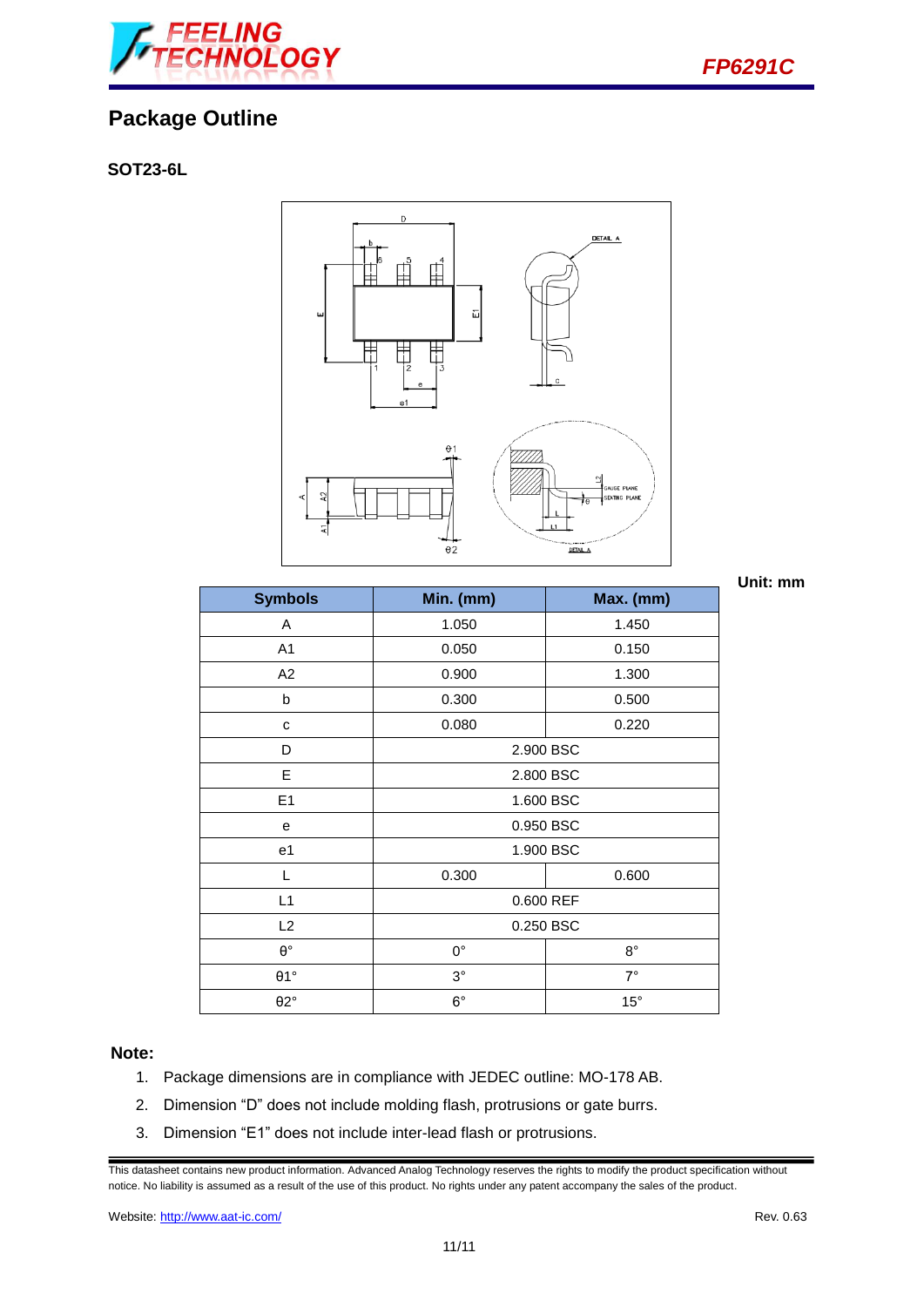## Package Outline

### SOT23-6L

D
b
6 5 4
E
E1
1 2 3
e
e1
DETAIL A
c
θ1
A
A2
A1
θ2
GAUGE PLANE
SEATING PLANE
L2
θ
L
L1
DETAIL A

Unit: mm

| Symbols | Min. (mm) | Max. (mm) |
|---|---|---|
| A | 1.050 | 1.450 |
| A1 | 0.050 | 0.150 |
| A2 | 0.900 | 1.300 |
| b | 0.300 | 0.500 |
| c | 0.080 | 0.220 |
| D | 2.900 BSC | |
| E | 2.800 BSC | |
| E1 | 1.600 BSC | |
| e | 0.950 BSC | |
| e1 | 1.900 BSC | |
| L | 0.300 | 0.600 |
| L1 | 0.600 REF | |
| L2 | 0.250 BSC | |
| θ° | 0° | 8° |
| θ1° | 3° | 7° |
| θ2° | 6° | 15° |

**Note:**

1. Package dimensions are in compliance with JEDEC outline: MO-178 AB.
2. Dimension "D" does not include molding flash, protrusions or gate burrs.
3. Dimension "E1" does not include inter-lead flash or protrusions.

This datasheet contains new product information. Advanced Analog Technology reserves the rights to modify the product specification without notice. No liability is assumed as a result of the use of this product. No rights under any patent accompany the sales of the product.

Website: http://www.aat-ic.com/ Rev. 0.63